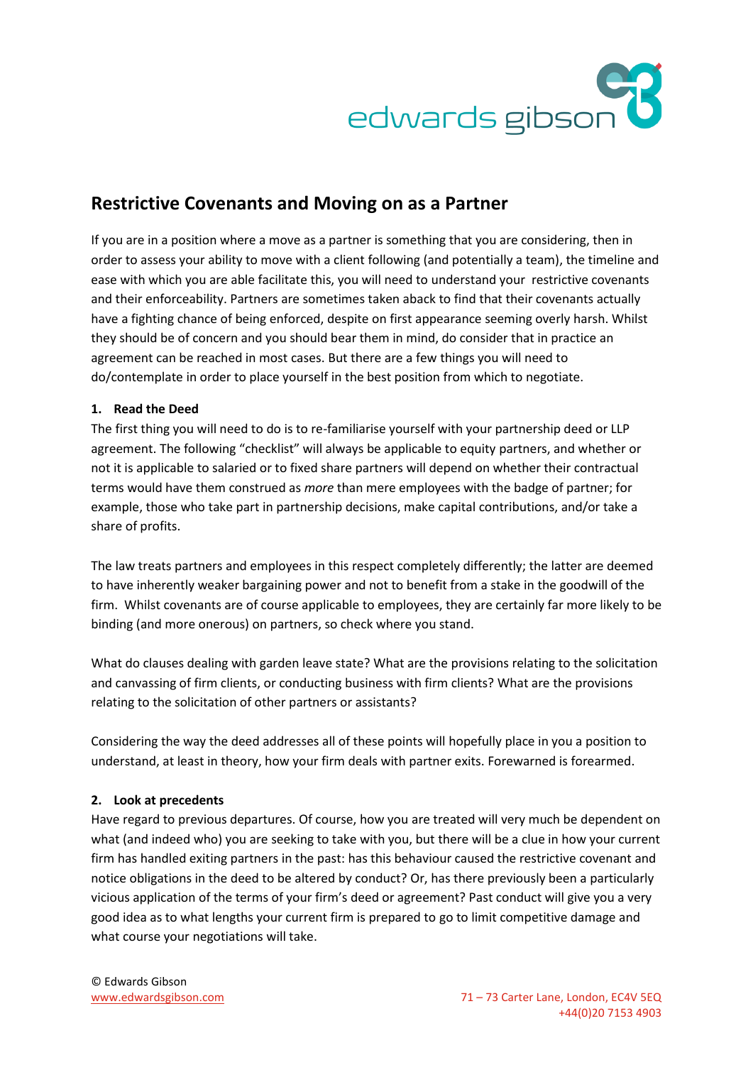## Restrictive Covenants and Moving on as a Partner

If you are in a position where a move as a partner is something that you are considering, then in order to assess your ability to move with a client following (and potentially a team), the timeline and ease with which you are able facilitate this, you will need to understand your restrictive covenants and their enforceability. Partners are sometimes taken aback to find that their covenants actually have a fighting chance of being enforced, despite on first appearance seeming overly harsh. Whilst they should be of concern and you should bear them in mind, do consider that in practice an agreement can be reached in most cases. But there are a few things you will need to do/contemplate in order to place yourself in the best position from which to negotiate.

**1. Read the Deed**

The first thing you will need to do is to re-familiarise yourself with your partnership deed or LLP agreement. The following "checklist" will always be applicable to equity partners, and whether or not it is applicable to salaried or to fixed share partners will depend on whether their contractual terms would have them construed as *more* than mere employees with the badge of partner; for example, those who take part in partnership decisions, make capital contributions, and/or take a share of profits.

The law treats partners and employees in this respect completely differently; the latter are deemed to have inherently weaker bargaining power and not to benefit from a stake in the goodwill of the firm. Whilst covenants are of course applicable to employees, they are certainly far more likely to be binding (and more onerous) on partners, so check where you stand.

What do clauses dealing with garden leave state? What are the provisions relating to the solicitation and canvassing of firm clients, or conducting business with firm clients? What are the provisions relating to the solicitation of other partners or assistants?

Considering the way the deed addresses all of these points will hopefully place in you a position to understand, at least in theory, how your firm deals with partner exits. Forewarned is forearmed.

**2. Look at precedents**

Have regard to previous departures. Of course, how you are treated will very much be dependent on what (and indeed who) you are seeking to take with you, but there will be a clue in how your current firm has handled exiting partners in the past: has this behaviour caused the restrictive covenant and notice obligations in the deed to be altered by conduct? Or, has there previously been a particularly vicious application of the terms of your firm's deed or agreement? Past conduct will give you a very good idea as to what lengths your current firm is prepared to go to limit competitive damage and what course your negotiations will take.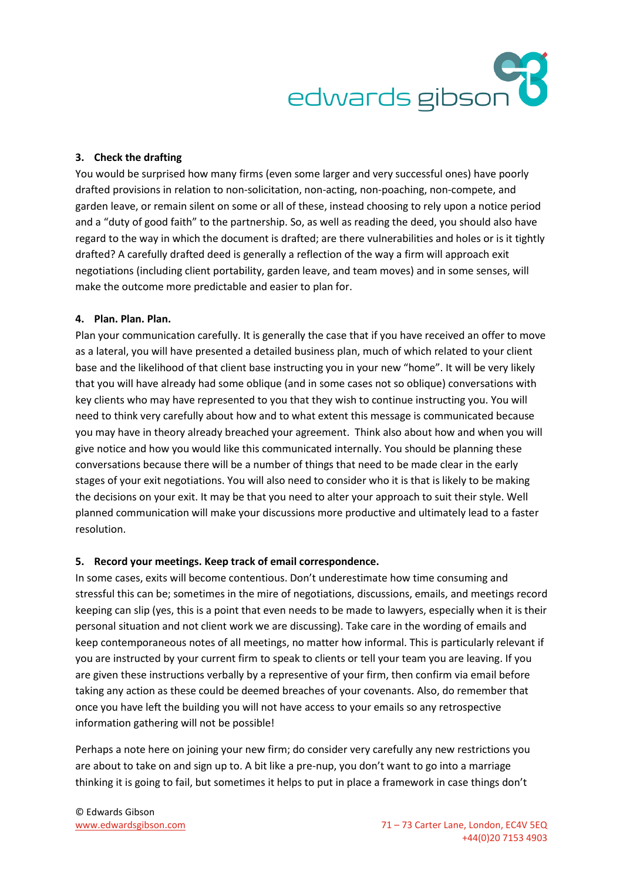### 3. Check the drafting

You would be surprised how many firms (even some larger and very successful ones) have poorly drafted provisions in relation to non-solicitation, non-acting, non-poaching, non-compete, and garden leave, or remain silent on some or all of these, instead choosing to rely upon a notice period and a "duty of good faith" to the partnership. So, as well as reading the deed, you should also have regard to the way in which the document is drafted; are there vulnerabilities and holes or is it tightly drafted? A carefully drafted deed is generally a reflection of the way a firm will approach exit negotiations (including client portability, garden leave, and team moves) and in some senses, will make the outcome more predictable and easier to plan for.

### 4. Plan. Plan. Plan.

Plan your communication carefully. It is generally the case that if you have received an offer to move as a lateral, you will have presented a detailed business plan, much of which related to your client base and the likelihood of that client base instructing you in your new "home". It will be very likely that you will have already had some oblique (and in some cases not so oblique) conversations with key clients who may have represented to you that they wish to continue instructing you. You will need to think very carefully about how and to what extent this message is communicated because you may have in theory already breached your agreement. Think also about how and when you will give notice and how you would like this communicated internally. You should be planning these conversations because there will be a number of things that need to be made clear in the early stages of your exit negotiations. You will also need to consider who it is that is likely to be making the decisions on your exit. It may be that you need to alter your approach to suit their style. Well planned communication will make your discussions more productive and ultimately lead to a faster resolution.

### 5. Record your meetings. Keep track of email correspondence.

In some cases, exits will become contentious. Don't underestimate how time consuming and stressful this can be; sometimes in the mire of negotiations, discussions, emails, and meetings record keeping can slip (yes, this is a point that even needs to be made to lawyers, especially when it is their personal situation and not client work we are discussing). Take care in the wording of emails and keep contemporaneous notes of all meetings, no matter how informal. This is particularly relevant if you are instructed by your current firm to speak to clients or tell your team you are leaving. If you are given these instructions verbally by a representative of your firm, then confirm via email before taking any action as these could be deemed breaches of your covenants. Also, do remember that once you have left the building you will not have access to your emails so any retrospective information gathering will not be possible!

Perhaps a note here on joining your new firm; do consider very carefully any new restrictions you are about to take on and sign up to. A bit like a pre-nup, you don't want to go into a marriage thinking it is going to fail, but sometimes it helps to put in place a framework in case things don't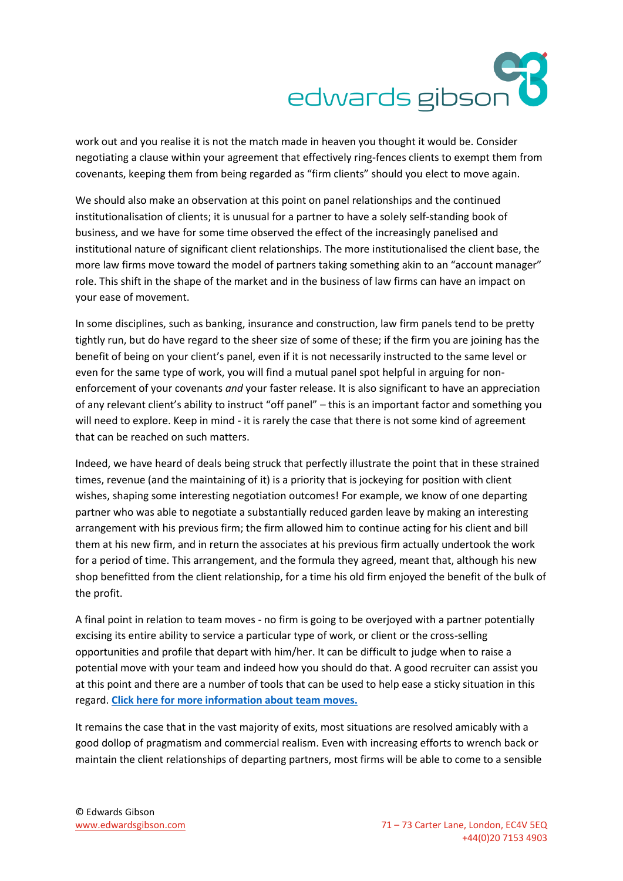work out and you realise it is not the match made in heaven you thought it would be. Consider negotiating a clause within your agreement that effectively ring-fences clients to exempt them from covenants, keeping them from being regarded as "firm clients" should you elect to move again.

We should also make an observation at this point on panel relationships and the continued institutionalisation of clients; it is unusual for a partner to have a solely self-standing book of business, and we have for some time observed the effect of the increasingly panelised and institutional nature of significant client relationships. The more institutionalised the client base, the more law firms move toward the model of partners taking something akin to an "account manager" role. This shift in the shape of the market and in the business of law firms can have an impact on your ease of movement.

In some disciplines, such as banking, insurance and construction, law firm panels tend to be pretty tightly run, but do have regard to the sheer size of some of these; if the firm you are joining has the benefit of being on your client's panel, even if it is not necessarily instructed to the same level or even for the same type of work, you will find a mutual panel spot helpful in arguing for non-enforcement of your covenants *and* your faster release. It is also significant to have an appreciation of any relevant client's ability to instruct "off panel" – this is an important factor and something you will need to explore. Keep in mind - it is rarely the case that there is not some kind of agreement that can be reached on such matters.

Indeed, we have heard of deals being struck that perfectly illustrate the point that in these strained times, revenue (and the maintaining of it) is a priority that is jockeying for position with client wishes, shaping some interesting negotiation outcomes! For example, we know of one departing partner who was able to negotiate a substantially reduced garden leave by making an interesting arrangement with his previous firm; the firm allowed him to continue acting for his client and bill them at his new firm, and in return the associates at his previous firm actually undertook the work for a period of time. This arrangement, and the formula they agreed, meant that, although his new shop benefitted from the client relationship, for a time his old firm enjoyed the benefit of the bulk of the profit.

A final point in relation to team moves - no firm is going to be overjoyed with a partner potentially excising its entire ability to service a particular type of work, or client or the cross-selling opportunities and profile that depart with him/her. It can be difficult to judge when to raise a potential move with your team and indeed how you should do that. A good recruiter can assist you at this point and there are a number of tools that can be used to help ease a sticky situation in this regard. **Click here for more information about team moves.**

It remains the case that in the vast majority of exits, most situations are resolved amicably with a good dollop of pragmatism and commercial realism. Even with increasing efforts to wrench back or maintain the client relationships of departing partners, most firms will be able to come to a sensible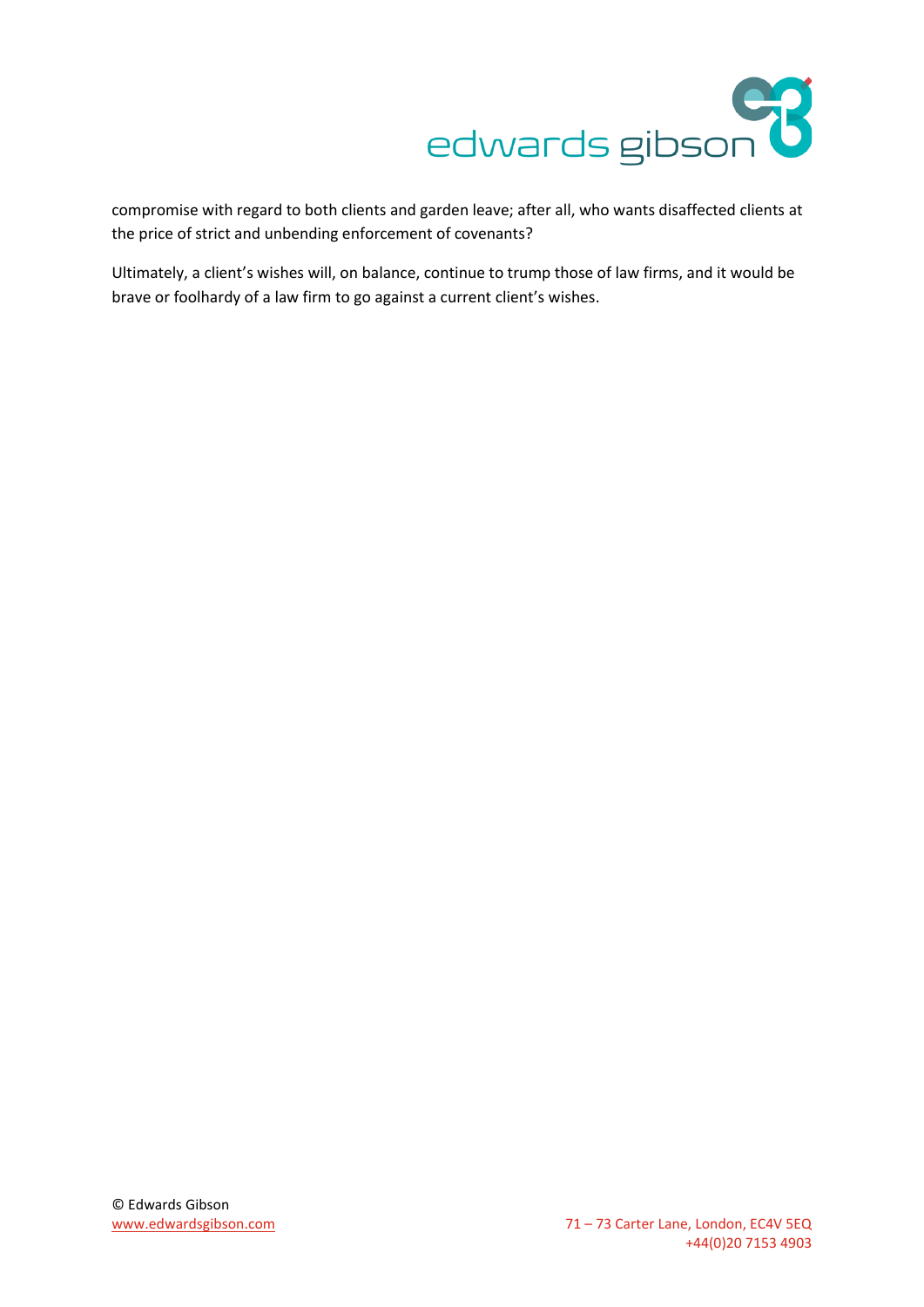compromise with regard to both clients and garden leave; after all, who wants disaffected clients at the price of strict and unbending enforcement of covenants?

Ultimately, a client's wishes will, on balance, continue to trump those of law firms, and it would be brave or foolhardy of a law firm to go against a current client's wishes.